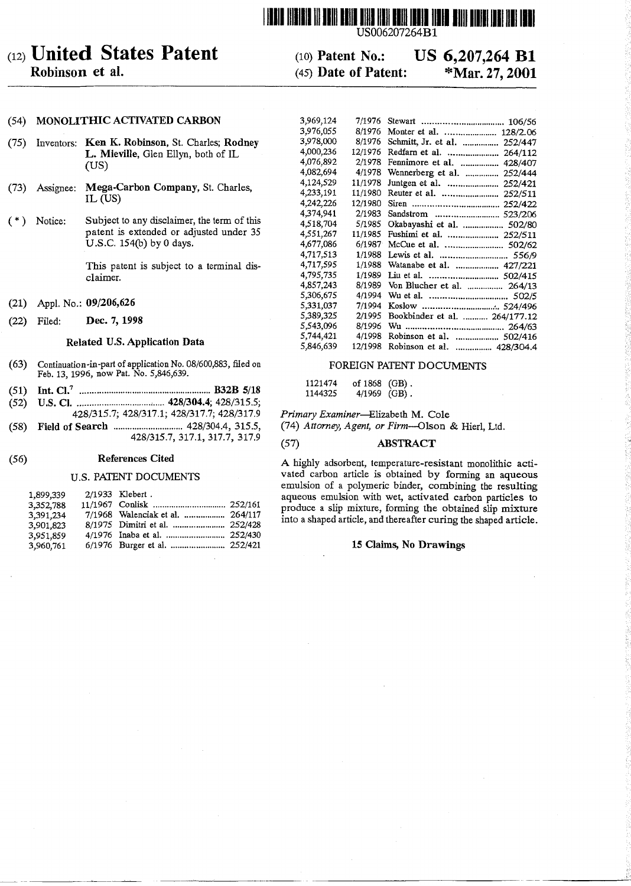US006207264B1

# (12) United States Patent
**Robinson et al.**

(10) **Patent No.: US 6,207,264 B1**

(45) **Date of Patent: \*Mar. 27, 2001**

(54) **MONOLITHIC ACTIVATED CARBON**

(75) Inventors: **Ken K. Robinson**, St. Charles; **Rodney L. Mieville**, Glen Ellyn, both of IL (US)

(73) Assignee: **Mega-Carbon Company**, St. Charles, IL (US)

( * ) Notice: Subject to any disclaimer, the term of this patent is extended or adjusted under 35 U.S.C. 154(b) by 0 days.

This patent is subject to a terminal disclaimer.

(21) Appl. No.: **09/206,626**

(22) Filed: **Dec. 7, 1998**

### Related U.S. Application Data

(63) Continuation-in-part of application No. 08/600,883, filed on Feb. 13, 1996, now Pat. No. 5,846,639.

(51) **Int. Cl.**[7] ...................................................... **B32B 5/18**

(52) **U.S. Cl.** .................................... **428/304.4**; 428/315.5; 428/315.7; 428/317.1; 428/317.7; 428/317.9

(58) **Field of Search** .............................. 428/304.4, 315.5, 428/315.7, 317.1, 317.7, 317.9

### (56) References Cited

#### U.S. PATENT DOCUMENTS

| | | | |
|---|---|---|---|
| 1,899,339 | 2/1933 | Klebert . | |
| 3,352,788 | 11/1967 | Conlisk | 252/161 |
| 3,391,234 | 7/1968 | Walenciak et al. | 264/117 |
| 3,901,823 | 8/1975 | Dimitri et al. | 252/428 |
| 3,951,859 | 4/1976 | Inaba et al. | 252/430 |
| 3,960,761 | 6/1976 | Burger et al. | 252/421 |
| 3,969,124 | 7/1976 | Stewart | 106/56 |
| 3,976,055 | 8/1976 | Monter et al. | 128/2.06 |
| 3,978,000 | 8/1976 | Schmitt, Jr. et al. | 252/447 |
| 4,000,236 | 12/1976 | Redfarn et al. | 264/112 |
| 4,076,892 | 2/1978 | Fennimore et al. | 428/407 |
| 4,082,694 | 4/1978 | Wennerberg et al. | 252/444 |
| 4,124,529 | 11/1978 | Juntgen et al. | 252/421 |
| 4,233,191 | 11/1980 | Reuter et al. | 252/511 |
| 4,242,226 | 12/1980 | Siren | 252/422 |
| 4,374,941 | 2/1983 | Sandstrom | 523/206 |
| 4,518,704 | 5/1985 | Okabayashi et al. | 502/80 |
| 4,551,267 | 11/1985 | Fushimi et al. | 252/511 |
| 4,677,086 | 6/1987 | McCue et al. | 502/62 |
| 4,717,513 | 1/1988 | Lewis et al. | 556/9 |
| 4,717,595 | 1/1988 | Watanabe et al. | 427/221 |
| 4,795,735 | 1/1989 | Liu et al. | 502/415 |
| 4,857,243 | 8/1989 | Von Blucher et al. | 264/13 |
| 5,306,675 | 4/1994 | Wu et al. | 502/5 |
| 5,331,037 | 7/1994 | Koslow | 524/496 |
| 5,389,325 | 2/1995 | Bookbinder et al. | 264/177.12 |
| 5,543,096 | 8/1996 | Wu | 264/63 |
| 5,744,421 | 4/1998 | Robinson et al. | 502/416 |
| 5,846,639 | 12/1998 | Robinson et al. | 428/304.4 |

#### FOREIGN PATENT DOCUMENTS

| | | |
|---|---|---|
| 1121474 | of 1868 | (GB) . |
| 1144325 | 4/1969 | (GB) . |

*Primary Examiner*—Elizabeth M. Cole

(74) *Attorney, Agent, or Firm*—Olson & Hierl, Ltd.

### (57) ABSTRACT

A highly adsorbent, temperature-resistant monolithic activated carbon article is obtained by forming an aqueous emulsion of a polymeric binder, combining the resulting aqueous emulsion with wet, activated carbon particles to produce a slip mixture, forming the obtained slip mixture into a shaped article, and thereafter curing the shaped article.

**15 Claims, No Drawings**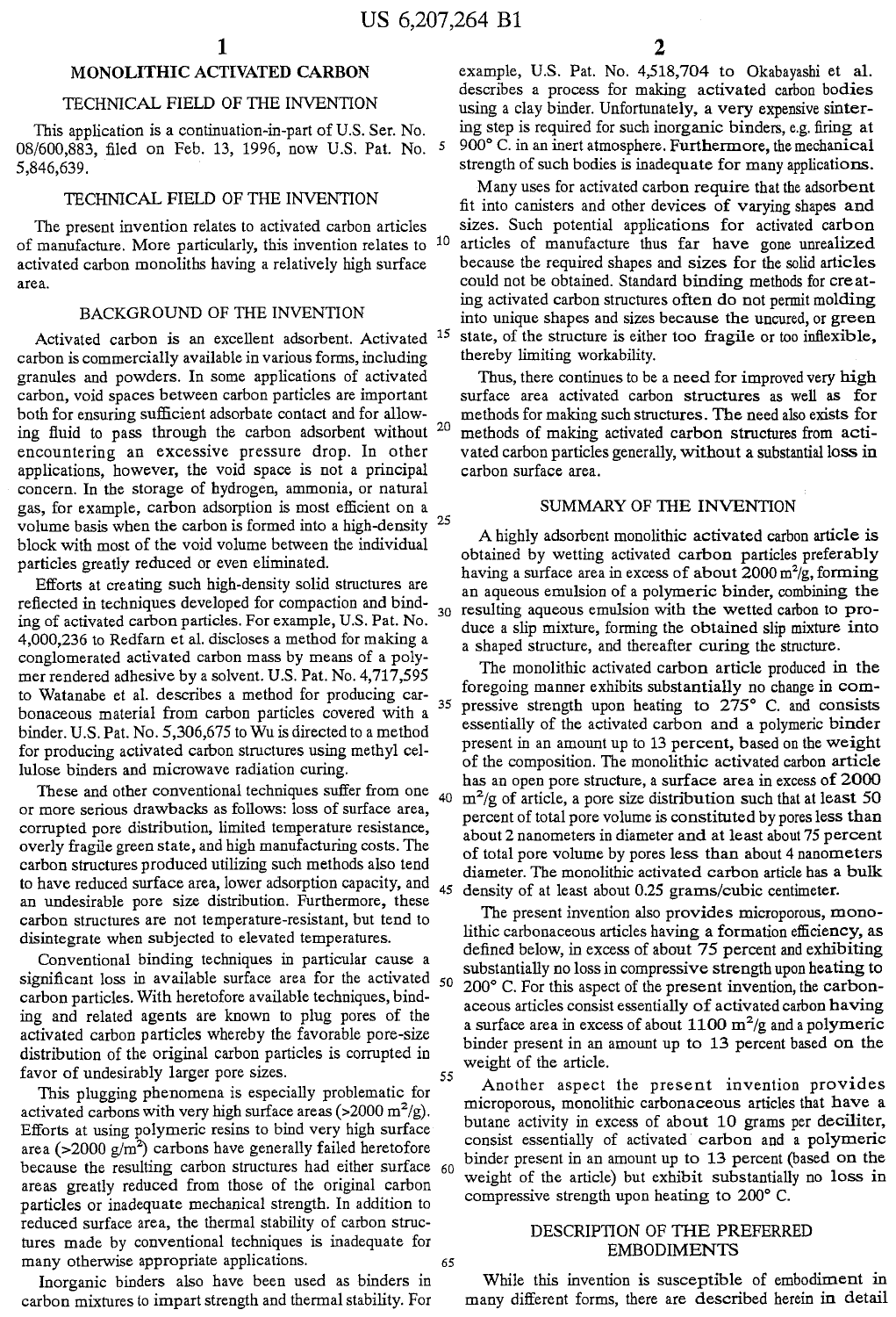# MONOLITHIC ACTIVATED CARBON

## TECHNICAL FIELD OF THE INVENTION

This application is a continuation-in-part of U.S. Ser. No. 08/600,883, filed on Feb. 13, 1996, now U.S. Pat. No. 5,846,639.

## TECHNICAL FIELD OF THE INVENTION

The present invention relates to activated carbon articles of manufacture. More particularly, this invention relates to activated carbon monoliths having a relatively high surface area.

## BACKGROUND OF THE INVENTION

Activated carbon is an excellent adsorbent. Activated carbon is commercially available in various forms, including granules and powders. In some applications of activated carbon, void spaces between carbon particles are important both for ensuring sufficient adsorbate contact and for allowing fluid to pass through the carbon adsorbent without encountering an excessive pressure drop. In other applications, however, the void space is not a principal concern. In the storage of hydrogen, ammonia, or natural gas, for example, carbon adsorption is most efficient on a volume basis when the carbon is formed into a high-density block with most of the void volume between the individual particles greatly reduced or even eliminated.

Efforts at creating such high-density solid structures are reflected in techniques developed for compaction and binding of activated carbon particles. For example, U.S. Pat. No. 4,000,236 to Redfarn et al. discloses a method for making a conglomerated activated carbon mass by means of a polymer rendered adhesive by a solvent. U.S. Pat. No. 4,717,595 to Watanabe et al. describes a method for producing carbonaceous material from carbon particles covered with a binder. U.S. Pat. No. 5,306,675 to Wu is directed to a method for producing activated carbon structures using methyl cellulose binders and microwave radiation curing.

These and other conventional techniques suffer from one or more serious drawbacks as follows: loss of surface area, corrupted pore distribution, limited temperature resistance, overly fragile green state, and high manufacturing costs. The carbon structures produced utilizing such methods also tend to have reduced surface area, lower adsorption capacity, and an undesirable pore size distribution. Furthermore, these carbon structures are not temperature-resistant, but tend to disintegrate when subjected to elevated temperatures.

Conventional binding techniques in particular cause a significant loss in available surface area for the activated carbon particles. With heretofore available techniques, binding and related agents are known to plug pores of the activated carbon particles whereby the favorable pore-size distribution of the original carbon particles is corrupted in favor of undesirably larger pore sizes.

This plugging phenomena is especially problematic for activated carbons with very high surface areas (>2000 $m^2/g$). Efforts at using polymeric resins to bind very high surface area (>2000 $g/m^2$) carbons have generally failed heretofore because the resulting carbon structures had either surface areas greatly reduced from those of the original carbon particles or inadequate mechanical strength. In addition to reduced surface area, the thermal stability of carbon structures made by conventional techniques is inadequate for many otherwise appropriate applications.

Inorganic binders also have been used as binders in carbon mixtures to impart strength and thermal stability. For example, U.S. Pat. No. 4,518,704 to Okabayashi et al. describes a process for making activated carbon bodies using a clay binder. Unfortunately, a very expensive sintering step is required for such inorganic binders, e.g. firing at 900° C. in an inert atmosphere. Furthermore, the mechanical strength of such bodies is inadequate for many applications.

Many uses for activated carbon require that the adsorbent fit into canisters and other devices of varying shapes and sizes. Such potential applications for activated carbon articles of manufacture thus far have gone unrealized because the required shapes and sizes for the solid articles could not be obtained. Standard binding methods for creating activated carbon structures often do not permit molding into unique shapes and sizes because the uncured, or green state, of the structure is either too fragile or too inflexible, thereby limiting workability.

Thus, there continues to be a need for improved very high surface area activated carbon structures as well as for methods for making such structures. The need also exists for methods of making activated carbon structures from activated carbon particles generally, without a substantial loss in carbon surface area.

## SUMMARY OF THE INVENTION

A highly adsorbent monolithic activated carbon article is obtained by wetting activated carbon particles preferably having a surface area in excess of about 2000 $m^2/g$, forming an aqueous emulsion of a polymeric binder, combining the resulting aqueous emulsion with the wetted carbon to produce a slip mixture, forming the obtained slip mixture into a shaped structure, and thereafter curing the structure.

The monolithic activated carbon article produced in the foregoing manner exhibits substantially no change in compressive strength upon heating to 275° C. and consists essentially of the activated carbon and a polymeric binder present in an amount up to 13 percent, based on the weight of the composition. The monolithic activated carbon article has an open pore structure, a surface area in excess of 2000 $m^2/g$ of article, a pore size distribution such that at least 50 percent of total pore volume is constituted by pores less than about 2 nanometers in diameter and at least about 75 percent of total pore volume by pores less than about 4 nanometers diameter. The monolithic activated carbon article has a bulk density of at least about 0.25 grams/cubic centimeter.

The present invention also provides microporous, monolithic carbonaceous articles having a formation efficiency, as defined below, in excess of about 75 percent and exhibiting substantially no loss in compressive strength upon heating to 200° C. For this aspect of the present invention, the carbonaceous articles consist essentially of activated carbon having a surface area in excess of about 1100 $m^2/g$ and a polymeric binder present in an amount up to 13 percent based on the weight of the article.

Another aspect the present invention provides microporous, monolithic carbonaceous articles that have a butane activity in excess of about 10 grams per deciliter, consist essentially of activated carbon and a polymeric binder present in an amount up to 13 percent (based on the weight of the article) but exhibit substantially no loss in compressive strength upon heating to 200° C.

## DESCRIPTION OF THE PREFERRED EMBODIMENTS

While this invention is susceptible of embodiment in many different forms, there are described herein in detail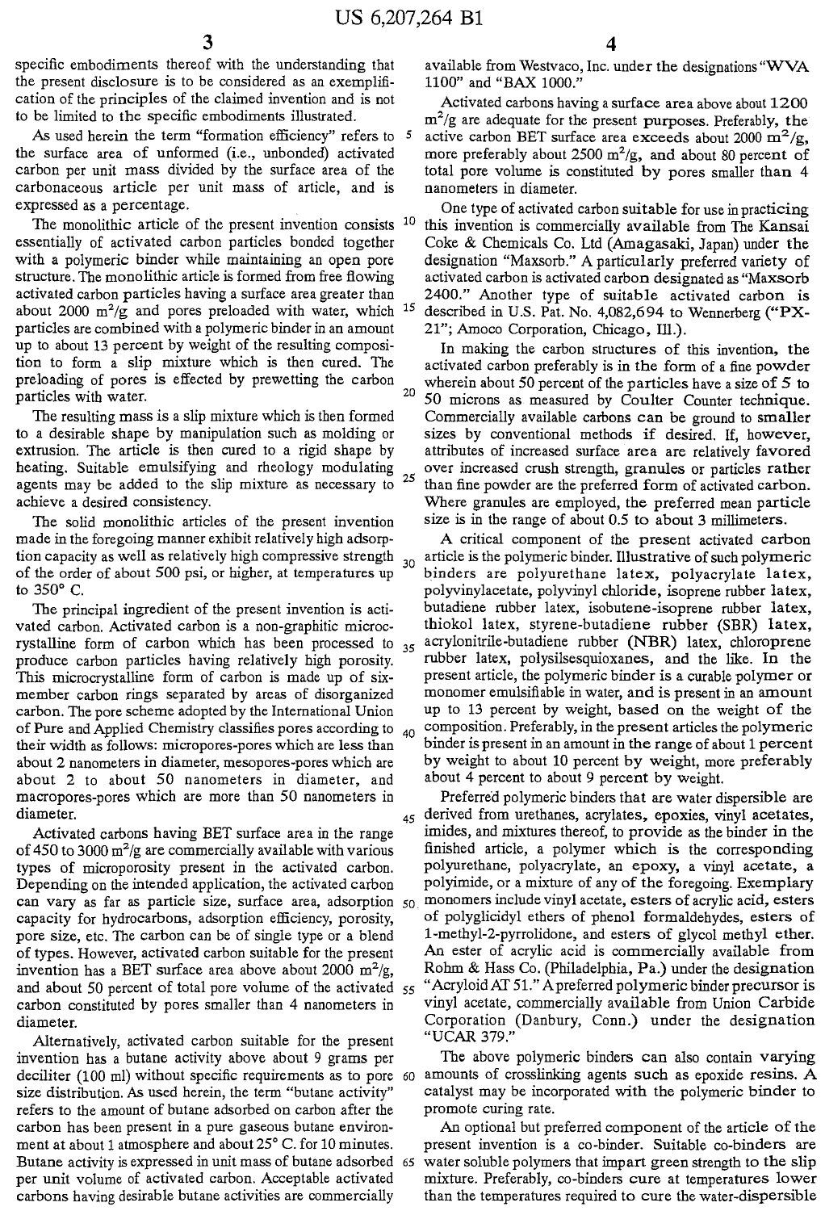specific embodiments thereof with the understanding that the present disclosure is to be considered as an exemplification of the principles of the claimed invention and is not to be limited to the specific embodiments illustrated.

As used herein the term "formation efficiency" refers to the surface area of unformed (i.e., unbonded) activated carbon per unit mass divided by the surface area of the carbonaceous article per unit mass of article, and is expressed as a percentage.

The monolithic article of the present invention consists essentially of activated carbon particles bonded together with a polymeric binder while maintaining an open pore structure. The monolithic article is formed from free flowing activated carbon particles having a surface area greater than about 2000 $m^2/g$ and pores preloaded with water, which particles are combined with a polymeric binder in an amount up to about 13 percent by weight of the resulting composition to form a slip mixture which is then cured. The preloading of pores is effected by prewetting the carbon particles with water.

The resulting mass is a slip mixture which is then formed to a desirable shape by manipulation such as molding or extrusion. The article is then cured to a rigid shape by heating. Suitable emulsifying and rheology modulating agents may be added to the slip mixture as necessary to achieve a desired consistency.

The solid monolithic articles of the present invention made in the foregoing manner exhibit relatively high adsorption capacity as well as relatively high compressive strength of the order of about 500 psi, or higher, at temperatures up to 350° C.

The principal ingredient of the present invention is activated carbon. Activated carbon is a non-graphitic microcrystalline form of carbon which has been processed to produce carbon particles having relatively high porosity. This microcrystalline form of carbon is made up of six-member carbon rings separated by areas of disorganized carbon. The pore scheme adopted by the International Union of Pure and Applied Chemistry classifies pores according to their width as follows: micropores-pores which are less than about 2 nanometers in diameter, mesopores-pores which are about 2 to about 50 nanometers in diameter, and macropores-pores which are more than 50 nanometers in diameter.

Activated carbons having BET surface area in the range of 450 to 3000 $m^2/g$ are commercially available with various types of microporosity present in the activated carbon. Depending on the intended application, the activated carbon can vary as far as particle size, surface area, adsorption capacity for hydrocarbons, adsorption efficiency, porosity, pore size, etc. The carbon can be of single type or a blend of types. However, activated carbon suitable for the present invention has a BET surface area above about 2000 $m^2/g$, and about 50 percent of total pore volume of the activated carbon constituted by pores smaller than 4 nanometers in diameter.

Alternatively, activated carbon suitable for the present invention has a butane activity above about 9 grams per deciliter (100 ml) without specific requirements as to pore size distribution. As used herein, the term "butane activity" refers to the amount of butane adsorbed on carbon after the carbon has been present in a pure gaseous butane environment at about 1 atmosphere and about 25° C. for 10 minutes. Butane activity is expressed in unit mass of butane adsorbed per unit volume of activated carbon. Acceptable activated carbons having desirable butane activities are commercially available from Westvaco, Inc. under the designations "WVA 1100" and "BAX 1000."

Activated carbons having a surface area above about 1200 $m^2/g$ are adequate for the present purposes. Preferably, the active carbon BET surface area exceeds about 2000 $m^2/g$, more preferably about 2500 $m^2/g$, and about 80 percent of total pore volume is constituted by pores smaller than 4 nanometers in diameter.

One type of activated carbon suitable for use in practicing this invention is commercially available from The Kansai Coke & Chemicals Co. Ltd (Amagasaki, Japan) under the designation "Maxsorb." A particularly preferred variety of activated carbon is activated carbon designated as "Maxsorb 2400." Another type of suitable activated carbon is described in U.S. Pat. No. 4,082,694 to Wennerberg ("PX-21"; Amoco Corporation, Chicago, Ill.).

In making the carbon structures of this invention, the activated carbon preferably is in the form of a fine powder wherein about 50 percent of the particles have a size of 5 to 50 microns as measured by Coulter Counter technique. Commercially available carbons can be ground to smaller sizes by conventional methods if desired. If, however, attributes of increased surface area are relatively favored over increased crush strength, granules or particles rather than fine powder are the preferred form of activated carbon. Where granules are employed, the preferred mean particle size is in the range of about 0.5 to about 3 millimeters.

A critical component of the present activated carbon article is the polymeric binder. Illustrative of such polymeric binders are polyurethane latex, polyacrylate latex, polyvinylacetate, polyvinyl chloride, isoprene rubber latex, butadiene rubber latex, isobutene-isoprene rubber latex, thiokol latex, styrene-butadiene rubber (SBR) latex, acrylonitrile-butadiene rubber (NBR) latex, chloroprene rubber latex, polysilsesquioxanes, and the like. In the present article, the polymeric binder is a curable polymer or monomer emulsifiable in water, and is present in an amount up to 13 percent by weight, based on the weight of the composition. Preferably, in the present articles the polymeric binder is present in an amount in the range of about 1 percent by weight to about 10 percent by weight, more preferably about 4 percent to about 9 percent by weight.

Preferred polymeric binders that are water dispersible are derived from urethanes, acrylates, epoxies, vinyl acetates, imides, and mixtures thereof, to provide as the binder in the finished article, a polymer which is the corresponding polyurethane, polyacrylate, an epoxy, a vinyl acetate, a polyimide, or a mixture of any of the foregoing. Exemplary monomers include vinyl acetate, esters of acrylic acid, esters of polyglicidyl ethers of phenol formaldehydes, esters of 1-methyl-2-pyrrolidone, and esters of glycol methyl ether. An ester of acrylic acid is commercially available from Rohm & Hass Co. (Philadelphia, Pa.) under the designation "Acryloid AT 51." A preferred polymeric binder precursor is vinyl acetate, commercially available from Union Carbide Corporation (Danbury, Conn.) under the designation "UCAR 379."

The above polymeric binders can also contain varying amounts of crosslinking agents such as epoxide resins. A catalyst may be incorporated with the polymeric binder to promote curing rate.

An optional but preferred component of the article of the present invention is a co-binder. Suitable co-binders are water soluble polymers that impart green strength to the slip mixture. Preferably, co-binders cure at temperatures lower than the temperatures required to cure the water-dispersible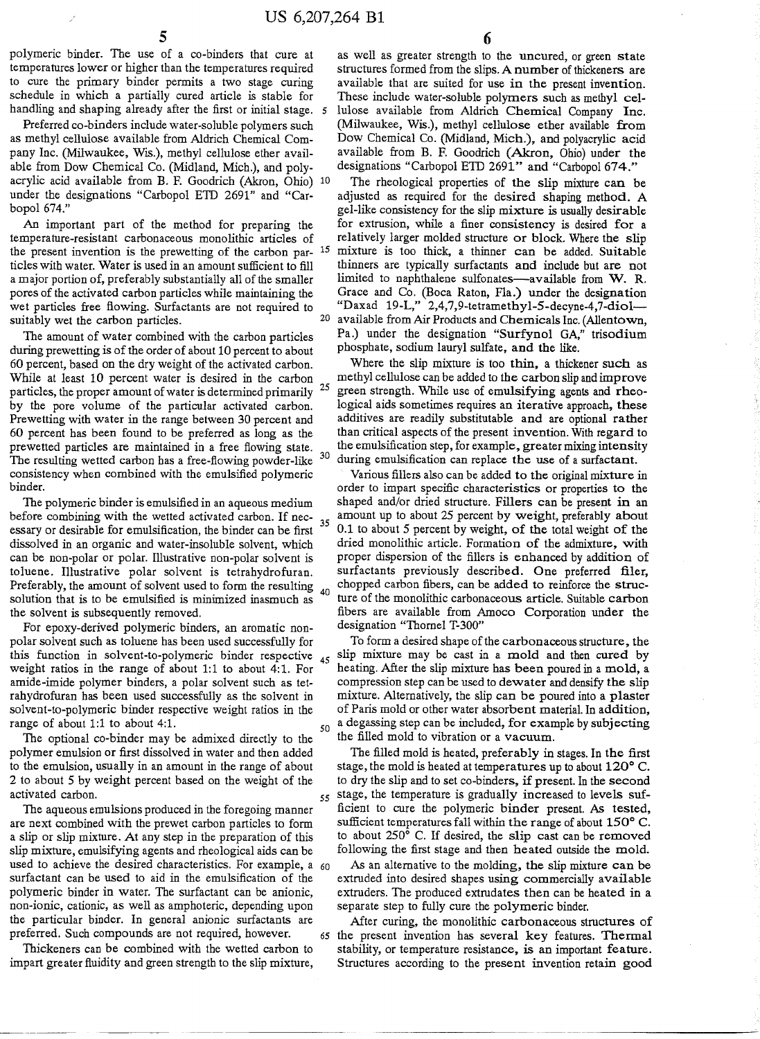polymeric binder. The use of a co-binders that cure at temperatures lower or higher than the temperatures required to cure the primary binder permits a two stage curing schedule in which a partially cured article is stable for handling and shaping already after the first or initial stage.

Preferred co-binders include water-soluble polymers such as methyl cellulose available from Aldrich Chemical Company Inc. (Milwaukee, Wis.), methyl cellulose ether available from Dow Chemical Co. (Midland, Mich.), and polyacrylic acid available from B. F. Goodrich (Akron, Ohio) under the designations "Carbopol ETD 2691" and "Carbopol 674."

An important part of the method for preparing the temperature-resistant carbonaceous monolithic articles of the present invention is the prewetting of the carbon particles with water. Water is used in an amount sufficient to fill a major portion of, preferably substantially all of the smaller pores of the activated carbon particles while maintaining the wet particles free flowing. Surfactants are not required to suitably wet the carbon particles.

The amount of water combined with the carbon particles during prewetting is of the order of about 10 percent to about 60 percent, based on the dry weight of the activated carbon. While at least 10 percent water is desired in the carbon particles, the proper amount of water is determined primarily by the pore volume of the particular activated carbon. Prewetting with water in the range between 30 percent and 60 percent has been found to be preferred as long as the prewetted particles are maintained in a free flowing state. The resulting wetted carbon has a free-flowing powder-like consistency when combined with the emulsified polymeric binder.

The polymeric binder is emulsified in an aqueous medium before combining with the wetted activated carbon. If necessary or desirable for emulsification, the binder can be first dissolved in an organic and water-insoluble solvent, which can be non-polar or polar. Illustrative non-polar solvent is toluene. Illustrative polar solvent is tetrahydrofuran. Preferably, the amount of solvent used to form the resulting solution that is to be emulsified is minimized inasmuch as the solvent is subsequently removed.

For epoxy-derived polymeric binders, an aromatic non-polar solvent such as toluene has been used successfully for this function in solvent-to-polymeric binder respective weight ratios in the range of about 1:1 to about 4:1. For amide-imide polymer binders, a polar solvent such as tetrahydrofuran has been used successfully as the solvent in solvent-to-polymeric binder respective weight ratios in the range of about 1:1 to about 4:1.

The optional co-binder may be admixed directly to the polymer emulsion or first dissolved in water and then added to the emulsion, usually in an amount in the range of about 2 to about 5 by weight percent based on the weight of the activated carbon.

The aqueous emulsions produced in the foregoing manner are next combined with the prewet carbon particles to form a slip or slip mixture. At any step in the preparation of this slip mixture, emulsifying agents and rheological aids can be used to achieve the desired characteristics. For example, a surfactant can be used to aid in the emulsification of the polymeric binder in water. The surfactant can be anionic, non-ionic, cationic, as well as amphoteric, depending upon the particular binder. In general anionic surfactants are preferred. Such compounds are not required, however.

Thickeners can be combined with the wetted carbon to impart greater fluidity and green strength to the slip mixture, as well as greater strength to the uncured, or green state structures formed from the slips. A number of thickeners are available that are suited for use in the present invention. These include water-soluble polymers such as methyl cellulose available from Aldrich Chemical Company Inc. (Milwaukee, Wis.), methyl cellulose ether available from Dow Chemical Co. (Midland, Mich.), and polyacrylic acid available from B. F. Goodrich (Akron, Ohio) under the designations "Carbopol ETD 2691" and "Carbopol 674."

The rheological properties of the slip mixture can be adjusted as required for the desired shaping method. A gel-like consistency for the slip mixture is usually desirable for extrusion, while a finer consistency is desired for a relatively larger molded structure or block. Where the slip mixture is too thick, a thinner can be added. Suitable thinners are typically surfactants and include but are not limited to naphthalene sulfonates—available from W. R. Grace and Co. (Boca Raton, Fla.) under the designation "Daxad 19-L," 2,4,7,9-tetramethyl-5-decyne-4,7-diol—available from Air Products and Chemicals Inc. (Allentown, Pa.) under the designation "Surfynol GA," trisodium phosphate, sodium lauryl sulfate, and the like.

Where the slip mixture is too thin, a thickener such as methyl cellulose can be added to the carbon slip and improve green strength. While use of emulsifying agents and rheological aids sometimes requires an iterative approach, these additives are readily substitutable and are optional rather than critical aspects of the present invention. With regard to the emulsification step, for example, greater mixing intensity during emulsification can replace the use of a surfactant.

Various fillers also can be added to the original mixture in order to impart specific characteristics or properties to the shaped and/or dried structure. Fillers can be present in an amount up to about 25 percent by weight, preferably about 0.1 to about 5 percent by weight, of the total weight of the dried monolithic article. Formation of the admixture, with proper dispersion of the fillers is enhanced by addition of surfactants previously described. One preferred filer, chopped carbon fibers, can be added to reinforce the structure of the monolithic carbonaceous article. Suitable carbon fibers are available from Amoco Corporation under the designation "Thornel T-300"

To form a desired shape of the carbonaceous structure, the slip mixture may be cast in a mold and then cured by heating. After the slip mixture has been poured in a mold, a compression step can be used to dewater and densify the slip mixture. Alternatively, the slip can be poured into a plaster of Paris mold or other water absorbent material. In addition, a degassing step can be included, for example by subjecting the filled mold to vibration or a vacuum.

The filled mold is heated, preferably in stages. In the first stage, the mold is heated at temperatures up to about 120° C. to dry the slip and to set co-binders, if present. In the second stage, the temperature is gradually increased to levels sufficient to cure the polymeric binder present. As tested, sufficient temperatures fall within the range of about 150° C. to about 250° C. If desired, the slip cast can be removed following the first stage and then heated outside the mold.

As an alternative to the molding, the slip mixture can be extruded into desired shapes using commercially available extruders. The produced extrudates then can be heated in a separate step to fully cure the polymeric binder.

After curing, the monolithic carbonaceous structures of the present invention has several key features. Thermal stability, or temperature resistance, is an important feature. Structures according to the present invention retain good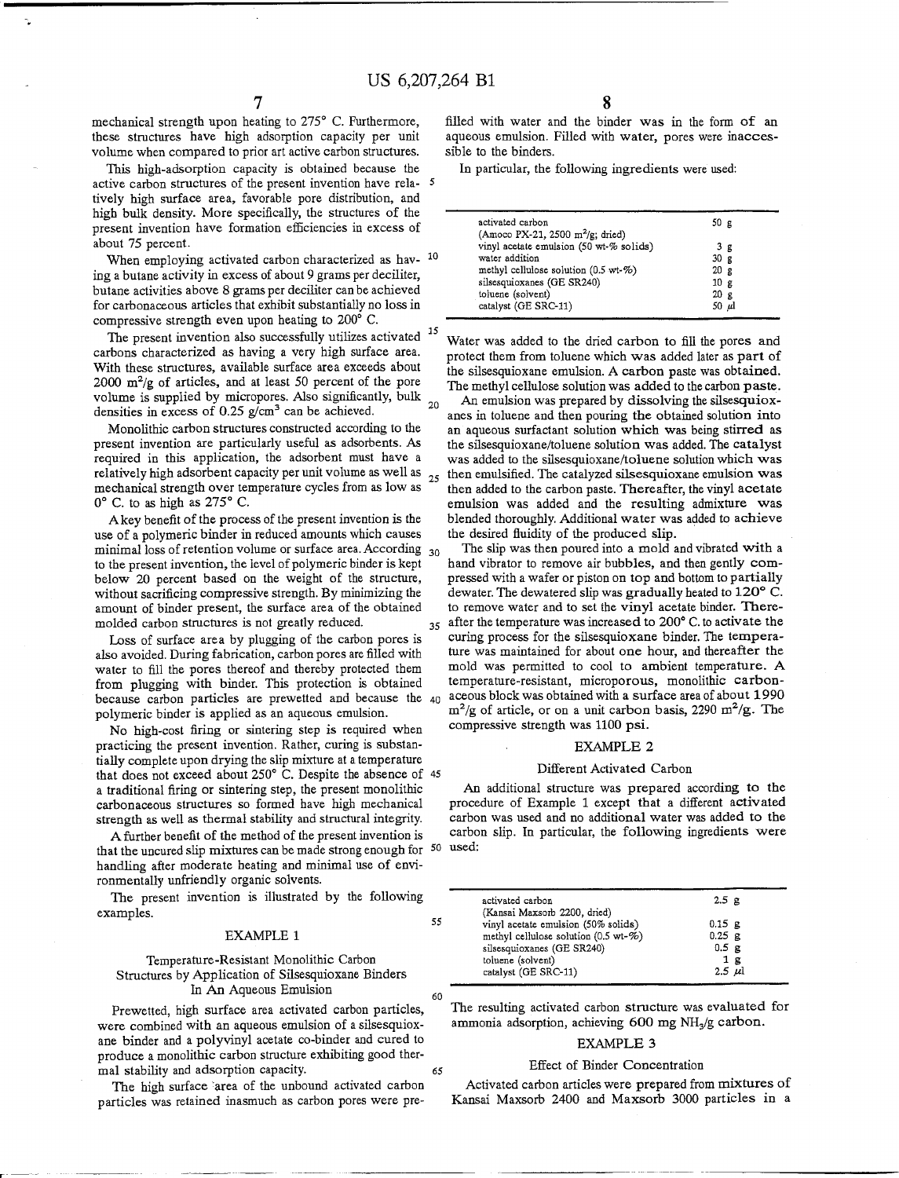mechanical strength upon heating to 275° C. Furthermore, these structures have high adsorption capacity per unit volume when compared to prior art active carbon structures.

This high-adsorption capacity is obtained because the active carbon structures of the present invention have relatively high surface area, favorable pore distribution, and high bulk density. More specifically, the structures of the present invention have formation efficiencies in excess of about 75 percent.

When employing activated carbon characterized as having a butane activity in excess of about 9 grams per deciliter, butane activities above 8 grams per deciliter can be achieved for carbonaceous articles that exhibit substantially no loss in compressive strength even upon heating to 200° C.

The present invention also successfully utilizes activated carbons characterized as having a very high surface area. With these structures, available surface area exceeds about 2000 $m^2/g$ of articles, and at least 50 percent of the pore volume is supplied by micropores. Also significantly, bulk densities in excess of 0.25 $g/cm^3$ can be achieved.

Monolithic carbon structures constructed according to the present invention are particularly useful as adsorbents. As required in this application, the adsorbent must have a relatively high adsorbent capacity per unit volume as well as mechanical strength over temperature cycles from as low as 0° C. to as high as 275° C.

A key benefit of the process of the present invention is the use of a polymeric binder in reduced amounts which causes minimal loss of retention volume or surface area. According to the present invention, the level of polymeric binder is kept below 20 percent based on the weight of the structure, without sacrificing compressive strength. By minimizing the amount of binder present, the surface area of the obtained molded carbon structures is not greatly reduced.

Loss of surface area by plugging of the carbon pores is also avoided. During fabrication, carbon pores are filled with water to fill the pores thereof and thereby protected them from plugging with binder. This protection is obtained because carbon particles are prewetted and because the polymeric binder is applied as an aqueous emulsion.

No high-cost firing or sintering step is required when practicing the present invention. Rather, curing is substantially complete upon drying the slip mixture at a temperature that does not exceed about 250° C. Despite the absence of a traditional firing or sintering step, the present monolithic carbonaceous structures so formed have high mechanical strength as well as thermal stability and structural integrity.

A further benefit of the method of the present invention is that the uncured slip mixtures can be made strong enough for handling after moderate heating and minimal use of environmentally unfriendly organic solvents.

The present invention is illustrated by the following examples.

## EXAMPLE 1

### Temperature-Resistant Monolithic Carbon Structures by Application of Silsesquioxane Binders In An Aqueous Emulsion

Prewetted, high surface area activated carbon particles, were combined with an aqueous emulsion of a silsesquioxane binder and a polyvinyl acetate co-binder and cured to produce a monolithic carbon structure exhibiting good thermal stability and adsorption capacity.

The high surface area of the unbound activated carbon particles was retained inasmuch as carbon pores were prefilled with water and the binder was in the form of an aqueous emulsion. Filled with water, pores were inaccessible to the binders.

In particular, the following ingredients were used:

| | |
|---|---|
| activated carbon (Amoco PX-21, 2500 $m^2/g$; dried) | 50 g |
| vinyl acetate emulsion (50 wt-% solids) | 3 g |
| water addition | 30 g |
| methyl cellulose solution (0.5 wt-%) | 20 g |
| silsesquioxanes (GE SR240) | 10 g |
| toluene (solvent) | 20 g |
| catalyst (GE SRC-11) | 50 μl |

Water was added to the dried carbon to fill the pores and protect them from toluene which was added later as part of the silsesquioxane emulsion. A carbon paste was obtained. The methyl cellulose solution was added to the carbon paste.

An emulsion was prepared by dissolving the silsesquioxanes in toluene and then pouring the obtained solution into an aqueous surfactant solution which was being stirred as the silsesquioxane/toluene solution was added. The catalyst was added to the silsesquioxane/toluene solution which was then emulsified. The catalyzed silsesquioxane emulsion was then added to the carbon paste. Thereafter, the vinyl acetate emulsion was added and the resulting admixture was blended thoroughly. Additional water was added to achieve the desired fluidity of the produced slip.

The slip was then poured into a mold and vibrated with a hand vibrator to remove air bubbles, and then gently compressed with a wafer or piston on top and bottom to partially dewater. The dewatered slip was gradually heated to 120° C. to remove water and to set the vinyl acetate binder. Thereafter the temperature was increased to 200° C. to activate the curing process for the silsesquioxane binder. The temperature was maintained for about one hour, and thereafter the mold was permitted to cool to ambient temperature. A temperature-resistant, microporous, monolithic carbonaceous block was obtained with a surface area of about 1990 $m^2/g$ of article, or on a unit carbon basis, 2290 $m^2/g$. The compressive strength was 1100 psi.

## EXAMPLE 2

### Different Activated Carbon

An additional structure was prepared according to the procedure of Example 1 except that a different activated carbon was used and no additional water was added to the carbon slip. In particular, the following ingredients were used:

| | |
|---|---|
| activated carbon (Kansai Maxsorb 2200, dried) | 2.5 g |
| vinyl acetate emulsion (50% solids) | 0.15 g |
| methyl cellulose solution (0.5 wt-%) | 0.25 g |
| silsesquioxanes (GE SR240) | 0.5 g |
| toluene (solvent) | 1 g |
| catalyst (GE SRC-11) | 2.5 μl |

The resulting activated carbon structure was evaluated for ammonia adsorption, achieving 600 mg $NH_3$/g carbon.

## EXAMPLE 3

### Effect of Binder Concentration

Activated carbon articles were prepared from mixtures of Kansai Maxsorb 2400 and Maxsorb 3000 particles in a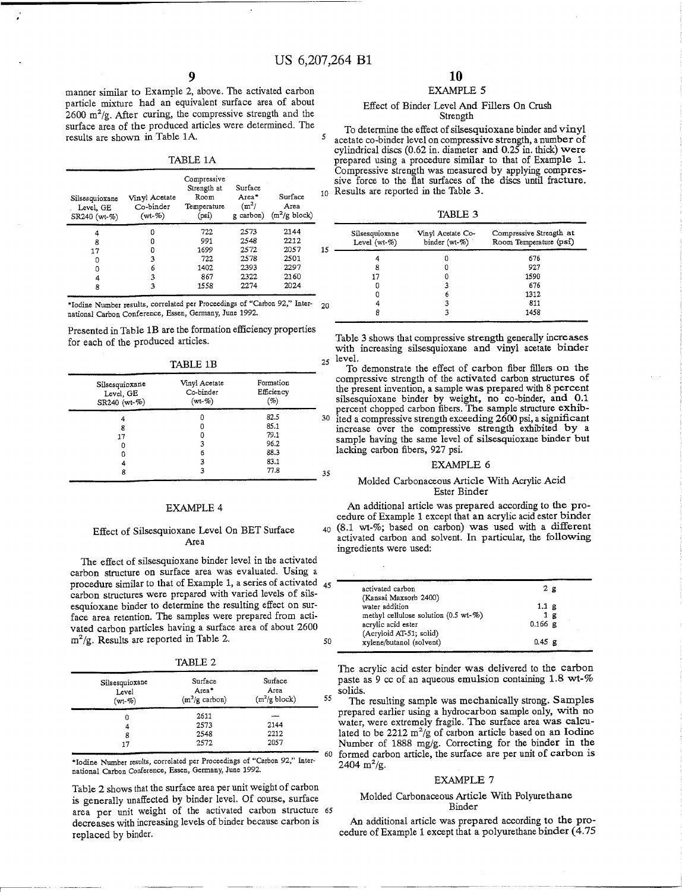manner similar to Example 2, above. The activated carbon particle mixture had an equivalent surface area of about 2600 $m^2/g$. After curing, the compressive strength and the surface area of the produced articles were determined. The results are shown in Table 1A.

TABLE 1A

| Silsesquioxane Level, GE SR240 (wt-%) | Vinyl Acetate Co-binder (wt-%) | Compressive Strength at Room Temperature (psi) | Surface Area* ($m^2$/g carbon) | Surface Area ($m^2$/g block) |
|---|---|---|---|---|
| 4 | 0 | 722 | 2573 | 2144 |
| 8 | 0 | 991 | 2548 | 2212 |
| 17 | 0 | 1699 | 2572 | 2057 |
| 0 | 3 | 722 | 2578 | 2501 |
| 0 | 6 | 1402 | 2393 | 2297 |
| 4 | 3 | 867 | 2322 | 2160 |
| 8 | 3 | 1558 | 2274 | 2024 |

*Iodine Number results, correlated per Proceedings of "Carbon 92," International Carbon Conference, Essen, Germany, June 1992.

Presented in Table 1B are the formation efficiency properties for each of the produced articles.

TABLE 1B

| Silsesquioxane Level, GE SR240 (wt-%) | Vinyl Acetate Co-binder (wt-%) | Formation Efficiency (%) |
|---|---|---|
| 4 | 0 | 82.5 |
| 8 | 0 | 85.1 |
| 17 | 0 | 79.1 |
| 0 | 3 | 96.2 |
| 0 | 6 | 88.3 |
| 4 | 3 | 83.1 |
| 8 | 3 | 77.8 |

## EXAMPLE 4

### Effect of Silsesquioxane Level On BET Surface Area

The effect of silsesquioxane binder level in the activated carbon structure on surface area was evaluated. Using a procedure similar to that of Example 1, a series of activated carbon structures were prepared with varied levels of silsesquioxane binder to determine the resulting effect on surface area retention. The samples were prepared from activated carbon particles having a surface area of about 2600 $m^2/g$. Results are reported in Table 2.

TABLE 2

| Silsesquioxane Level (wt-%) | Surface Area* ($m^2$/g carbon) | Surface Area ($m^2$/g block) |
|---|---|---|
| 0 | 2611 | — |
| 4 | 2573 | 2144 |
| 8 | 2548 | 2212 |
| 17 | 2572 | 2057 |

*Iodine Number results, correlated per Proceedings of "Carbon 92," International Carbon Conference, Essen, Germany, June 1992.

Table 2 shows that the surface area per unit weight of carbon is generally unaffected by binder level. Of course, surface area per unit weight of the activated carbon structure decreases with increasing levels of binder because carbon is replaced by binder.

## EXAMPLE 5

### Effect of Binder Level And Fillers On Crush Strength

To determine the effect of silsesquioxane binder and vinyl acetate co-binder level on compressive strength, a number of cylindrical discs (0.62 in. diameter and 0.25 in. thick) were prepared using a procedure similar to that of Example 1. Compressive strength was measured by applying compressive force to the flat surfaces of the discs until fracture. Results are reported in the Table 3.

TABLE 3

| Silsesquioxane Level (wt-%) | Vinyl Acetate Co-binder (wt-%) | Compressive Strength at Room Temperature (psi) |
|---|---|---|
| 4 | 0 | 676 |
| 8 | 0 | 927 |
| 17 | 0 | 1590 |
| 0 | 3 | 676 |
| 0 | 6 | 1312 |
| 4 | 3 | 811 |
| 8 | 3 | 1458 |

Table 3 shows that compressive strength generally increases with increasing silsesquioxane and vinyl acetate binder level.

To demonstrate the effect of carbon fiber fillers on the compressive strength of the activated carbon structures of the present invention, a sample was prepared with 8 percent silsesquioxane binder by weight, no co-binder, and 0.1 percent chopped carbon fibers. The sample structure exhibited a compressive strength exceeding 2600 psi, a significant increase over the compressive strength exhibited by a sample having the same level of silsesquioxane binder but lacking carbon fibers, 927 psi.

## EXAMPLE 6

### Molded Carbonaceous Article With Acrylic Acid Ester Binder

An additional article was prepared according to the procedure of Example 1 except that an acrylic acid ester binder (8.1 wt-%; based on carbon) was used with a different activated carbon and solvent. In particular, the following ingredients were used:

| | |
|---|---|
| activated carbon (Kansai Maxsorb 2400) | 2 g |
| water addition | 1.1 g |
| methyl cellulose solution (0.5 wt-%) | 1 g |
| acrylic acid ester (Acryloid AT-51; solid) | 0.166 g |
| xylene/butanol (solvent) | 0.45 g |

The acrylic acid ester binder was delivered to the carbon paste as 9 cc of an aqueous emulsion containing 1.8 wt-% solids.

The resulting sample was mechanically strong. Samples prepared earlier using a hydrocarbon sample only, with no water, were extremely fragile. The surface area was calculated to be 2212 $m^2/g$ of carbon article based on an Iodine Number of 1888 mg/g. Correcting for the binder in the formed carbon article, the surface are per unit of carbon is 2404 $m^2/g$.

## EXAMPLE 7

### Molded Carbonaceous Article With Polyurethane Binder

An additional article was prepared according to the procedure of Example 1 except that a polyurethane binder (4.75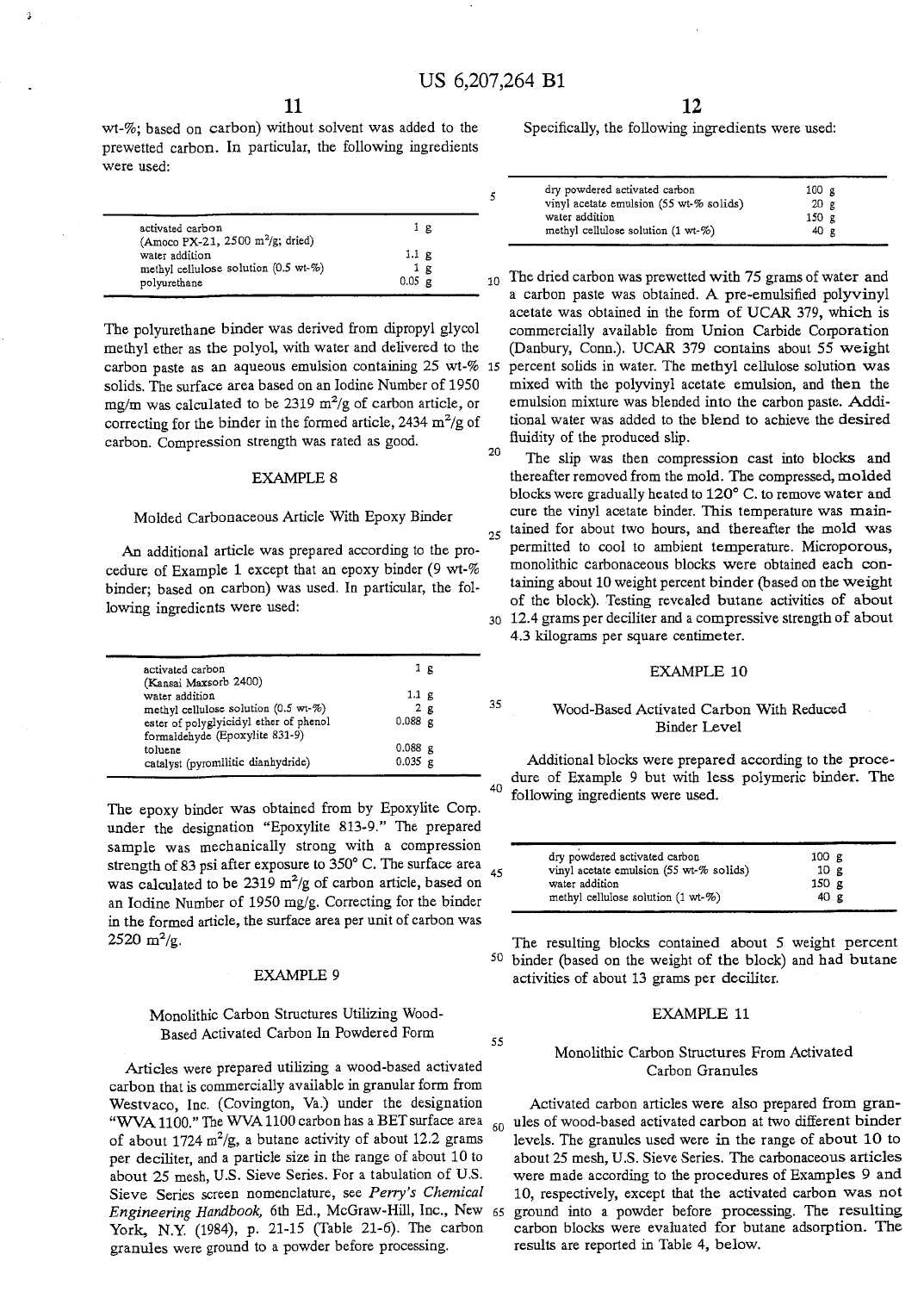wt-%; based on carbon) without solvent was added to the prewetted carbon. In particular, the following ingredients were used:

| | |
|---|---|
| activated carbon (Amoco PX-21, 2500 $m^2/g$; dried) | 1 g |
| water addition | 1.1 g |
| methyl cellulose solution (0.5 wt-%) | 1 g |
| polyurethane | 0.05 g |

The polyurethane binder was derived from dipropyl glycol methyl ether as the polyol, with water and delivered to the carbon paste as an aqueous emulsion containing 25 wt-% solids. The surface area based on an Iodine Number of 1950 mg/m was calculated to be 2319 $m^2/g$ of carbon article, or correcting for the binder in the formed article, 2434 $m^2/g$ of carbon. Compression strength was rated as good.

## EXAMPLE 8

### Molded Carbonaceous Article With Epoxy Binder

An additional article was prepared according to the procedure of Example 1 except that an epoxy binder (9 wt-% binder; based on carbon) was used. In particular, the following ingredients were used:

| | |
|---|---|
| activated carbon (Kansai Maxsorb 2400) | 1 g |
| water addition | 1.1 g |
| methyl cellulose solution (0.5 wt-%) | 2 g |
| ester of polyglyicidyl ether of phenol formaldehyde (Epoxylite 831-9) | 0.088 g |
| toluene | 0.088 g |
| catalyst (pyromllitic dianhydride) | 0.035 g |

The epoxy binder was obtained from by Epoxylite Corp. under the designation "Epoxylite 813-9." The prepared sample was mechanically strong with a compression strength of 83 psi after exposure to 350° C. The surface area was calculated to be 2319 $m^2/g$ of carbon article, based on an Iodine Number of 1950 mg/g. Correcting for the binder in the formed article, the surface area per unit of carbon was 2520 $m^2/g$.

## EXAMPLE 9

### Monolithic Carbon Structures Utilizing Wood-Based Activated Carbon In Powdered Form

Articles were prepared utilizing a wood-based activated carbon that is commercially available in granular form from Westvaco, Inc. (Covington, Va.) under the designation "WVA 1100." The WVA 1100 carbon has a BET surface area of about 1724 $m^2/g$, a butane activity of about 12.2 grams per deciliter, and a particle size in the range of about 10 to about 25 mesh, U.S. Sieve Series. For a tabulation of U.S. Sieve Series screen nomenclature, see *Perry's Chemical Engineering Handbook*, 6th Ed., McGraw-Hill, Inc., New York, N.Y. (1984), p. 21-15 (Table 21-6). The carbon granules were ground to a powder before processing.

Specifically, the following ingredients were used:

| | |
|---|---|
| dry powdered activated carbon | 100 g |
| vinyl acetate emulsion (55 wt-% solids) | 20 g |
| water addition | 150 g |
| methyl cellulose solution (1 wt-%) | 40 g |

The dried carbon was prewetted with 75 grams of water and a carbon paste was obtained. A pre-emulsified polyvinyl acetate was obtained in the form of UCAR 379, which is commercially available from Union Carbide Corporation (Danbury, Conn.). UCAR 379 contains about 55 weight percent solids in water. The methyl cellulose solution was mixed with the polyvinyl acetate emulsion, and then the emulsion mixture was blended into the carbon paste. Additional water was added to the blend to achieve the desired fluidity of the produced slip.

The slip was then compression cast into blocks and thereafter removed from the mold. The compressed, molded blocks were gradually heated to 120° C. to remove water and cure the vinyl acetate binder. This temperature was maintained for about two hours, and thereafter the mold was permitted to cool to ambient temperature. Microporous, monolithic carbonaceous blocks were obtained each containing about 10 weight percent binder (based on the weight of the block). Testing revealed butane activities of about 12.4 grams per deciliter and a compressive strength of about 4.3 kilograms per square centimeter.

## EXAMPLE 10

### Wood-Based Activated Carbon With Reduced Binder Level

Additional blocks were prepared according to the procedure of Example 9 but with less polymeric binder. The following ingredients were used.

| | |
|---|---|
| dry powdered activated carbon | 100 g |
| vinyl acetate emulsion (55 wt-% solids) | 10 g |
| water addition | 150 g |
| methyl cellulose solution (1 wt-%) | 40 g |

The resulting blocks contained about 5 weight percent binder (based on the weight of the block) and had butane activities of about 13 grams per deciliter.

## EXAMPLE 11

### Monolithic Carbon Structures From Activated Carbon Granules

Activated carbon articles were also prepared from granules of wood-based activated carbon at two different binder levels. The granules used were in the range of about 10 to about 25 mesh, U.S. Sieve Series. The carbonaceous articles were made according to the procedures of Examples 9 and 10, respectively, except that the activated carbon was not ground into a powder before processing. The resulting carbon blocks were evaluated for butane adsorption. The results are reported in Table 4, below.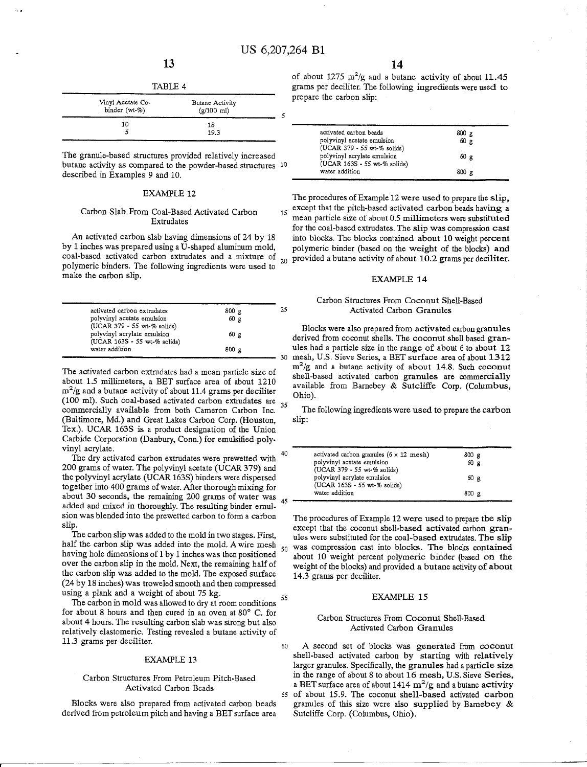TABLE 4

| Vinyl Acetate Co-binder (wt-%) | Butane Activity (g/100 ml) |
|---|---|
| 10 | 18 |
| 5 | 19.3 |

The granule-based structures provided relatively increased butane activity as compared to the powder-based structures described in Examples 9 and 10.

## EXAMPLE 12

### Carbon Slab From Coal-Based Activated Carbon Extrudates

An activated carbon slab having dimensions of 24 by 18 by 1 inches was prepared using a U-shaped aluminum mold, coal-based activated carbon extrudates and a mixture of polymeric binders. The following ingredients were used to make the carbon slip.

| | |
|---|---|
| activated carbon extrudates | 800 g |
| polyvinyl acetate emulsion (UCAR 379 - 55 wt-% solids) | 60 g |
| polyvinyl acrylate emulsion (UCAR 163S - 55 wt-% solids) | 60 g |
| water addition | 800 g |

The activated carbon extrudates had a mean particle size of about 1.5 millimeters, a BET surface area of about 1210 $m^2/g$ and a butane activity of about 11.4 grams per deciliter (100 ml). Such coal-based activated carbon extrudates are commercially available from both Cameron Carbon Inc. (Baltimore, Md.) and Great Lakes Carbon Corp. (Houston, Tex.). UCAR 163S is a product designation of the Union Carbide Corporation (Danbury, Conn.) for emulsified polyvinyl acrylate.

The dry activated carbon extrudates were prewetted with 200 grams of water. The polyvinyl acetate (UCAR 379) and the polyvinyl acrylate (UCAR 163S) binders were dispersed together into 400 grams of water. After thorough mixing for about 30 seconds, the remaining 200 grams of water was added and mixed in thoroughly. The resulting binder emulsion was blended into the prewetted carbon to form a carbon slip.

The carbon slip was added to the mold in two stages. First, half the carbon slip was added into the mold. A wire mesh having hole dimensions of 1 by 1 inches was then positioned over the carbon slip in the mold. Next, the remaining half of the carbon slip was added to the mold. The exposed surface (24 by 18 inches) was troweled smooth and then compressed using a plank and a weight of about 75 kg.

The carbon in mold was allowed to dry at room conditions for about 8 hours and then cured in an oven at 80° C. for about 4 hours. The resulting carbon slab was strong but also relatively elastomeric. Testing revealed a butane activity of 11.3 grams per deciliter.

## EXAMPLE 13

### Carbon Structures From Petroleum Pitch-Based Activated Carbon Beads

Blocks were also prepared from activated carbon beads derived from petroleum pitch and having a BET surface area of about 1275 $m^2/g$ and a butane activity of about 11.45 grams per deciliter. The following ingredients were used to prepare the carbon slip:

| | |
|---|---|
| activated carbon beads | 800 g |
| polyvinyl acetate emulsion (UCAR 379 - 55 wt-% solids) | 60 g |
| polyvinyl acrylate emulsion (UCAR 163S - 55 wt-% solids) | 60 g |
| water addition | 800 g |

The procedures of Example 12 were used to prepare the slip, except that the pitch-based activated carbon beads having a mean particle size of about 0.5 millimeters were substituted for the coal-based extrudates. The slip was compression cast into blocks. The blocks contained about 10 weight percent polymeric binder (based on the weight of the blocks) and provided a butane activity of about 10.2 grams per deciliter.

## EXAMPLE 14

### Carbon Structures From Coconut Shell-Based Activated Carbon Granules

Blocks were also prepared from activated carbon granules derived from coconut shells. The coconut shell based granules had a particle size in the range of about 6 to about 12 mesh, U.S. Sieve Series, a BET surface area of about 1312 $m^2/g$ and a butane activity of about 14.8. Such coconut shell-based activated carbon granules are commercially available from Barnebey & Sutcliffe Corp. (Columbus, Ohio).

The following ingredients were used to prepare the carbon slip:

| | |
|---|---|
| activated carbon granules (6 x 12 mesh) | 800 g |
| polyvinyl acetate emulsion (UCAR 379 - 55 wt-% solids) | 60 g |
| polyvinyl acrylate emulsion (UCAR 163S - 55 wt-% solids) | 60 g |
| water addition | 800 g |

The procedures of Example 12 were used to prepare the slip except that the coconut shell-based activated carbon granules were substituted for the coal-based extrudates. The slip was compression cast into blocks. The blocks contained about 10 weight percent polymeric binder (based on the weight of the blocks) and provided a butane activity of about 14.3 grams per deciliter.

## EXAMPLE 15

### Carbon Structures From Coconut Shell-Based Activated Carbon Granules

A second set of blocks was generated from coconut shell-based activated carbon by starting with relatively larger granules. Specifically, the granules had a particle size in the range of about 8 to about 16 mesh, U.S. Sieve Series, a BET surface area of about 1414 $m^2/g$ and a butane activity of about 15.9. The coconut shell-based activated carbon granules of this size were also supplied by Barnebey & Sutcliffe Corp. (Columbus, Ohio).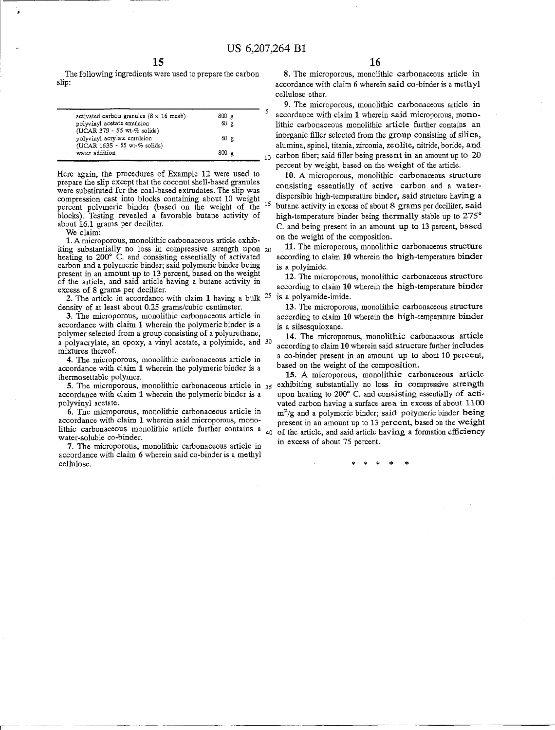The following ingredients were used to prepare the carbon slip:

| | |
|---|---|
| activated carbon granules (8 × 16 mesh) | 800 g |
| polyvinyl acetate emulsion (UCAR 379 - 55 wt-% solids) | 60 g |
| polyvinyl acrylate emulsion (UCAR 163S - 55 wt-% solids) | 60 g |
| water addition | 800 g |

Here again, the procedures of Example 12 were used to prepare the slip except that the coconut shell-based granules were substituted for the coal-based extrudates. The slip was compression cast into blocks containing about 10 weight percent polymeric binder (based on the weight of the blocks). Testing revealed a favorable butane activity of about 16.1 grams per deciliter.

We claim:

**1**. A microporous, monolithic carbonaceous article exhibiting substantially no loss in compressive strength upon heating to 200° C. and consisting essentially of activated carbon and a polymeric binder; said polymeric binder being present in an amount up to 13 percent, based on the weight of the article, and said article having a butane activity in excess of 8 grams per deciliter.

**2**. The article in accordance with claim **1** having a bulk density of at least about 0.25 grams/cubic centimeter.

**3**. The microporous, monolithic carbonaceous article in accordance with claim **1** wherein the polymeric binder is a polymer selected from a group consisting of a polyurethane, a polyacrylate, an epoxy, a vinyl acetate, a polyimide, and mixtures thereof.

**4**. The microporous, monolithic carbonaceous article in accordance with claim **1** wherein the polymeric binder is a thermosettable polymer.

**5**. The microporous, monolithic carbonaceous article in accordance with claim **1** wherein the polymeric binder is a polyvinyl acetate.

**6**. The microporous, monolithic carbonaceous article in accordance with claim **1** wherein said microporous, monolithic carbonaceous monolithic article further contains a water-soluble co-binder.

**7**. The microporous, monolithic carbonaceous article in accordance with claim **6** wherein said co-binder is a methyl cellulose.

**8**. The microporous, monolithic carbonaceous article in accordance with claim **6** wherein said co-binder is a methyl cellulose ether.

**9**. The microporous, monolithic carbonaceous article in accordance with claim **1** wherein said microporous, monolithic carbonaceous monolithic article further contains an inorganic filler selected from the group consisting of silica, alumina, spinel, titania, zirconia, zeolite, nitride, boride, and carbon fiber; said filler being present in an amount up to 20 percent by weight, based on the weight of the article.

**10**. A microporous, monolithic carbonaceous structure consisting essentially of active carbon and a water-dispersible high-temperature binder, said structure having a butane activity in excess of about 8 grams per deciliter, said high-temperature binder being thermally stable up to 275° C. and being present in an amount up to 13 percent, based on the weight of the composition.

**11**. The microporous, monolithic carbonaceous structure according to claim **10** wherein the high-temperature binder is a polyimide.

**12**. The microporous, monolithic carbonaceous structure according to claim **10** wherein the high-temperature binder is a polyamide-imide.

**13**. The microporous, monolithic carbonaceous structure according to claim **10** wherein the high-temperature binder is a silsesquioxane.

**14**. The microporous, monolithic carbonaceous article according to claim **10** wherein said structure further includes a co-binder present in an amount up to about 10 percent, based on the weight of the composition.

**15**. A microporous, monolithic carbonaceous article exhibiting substantially no loss in compressive strength upon heating to 200° C. and consisting essentially of activated carbon having a surface area in excess of about 1100 $m^2/g$ and a polymeric binder; said polymeric binder being present in an amount up to 13 percent, based on the weight of the article, and said article having a formation efficiency in excess of about 75 percent.

* * * * *